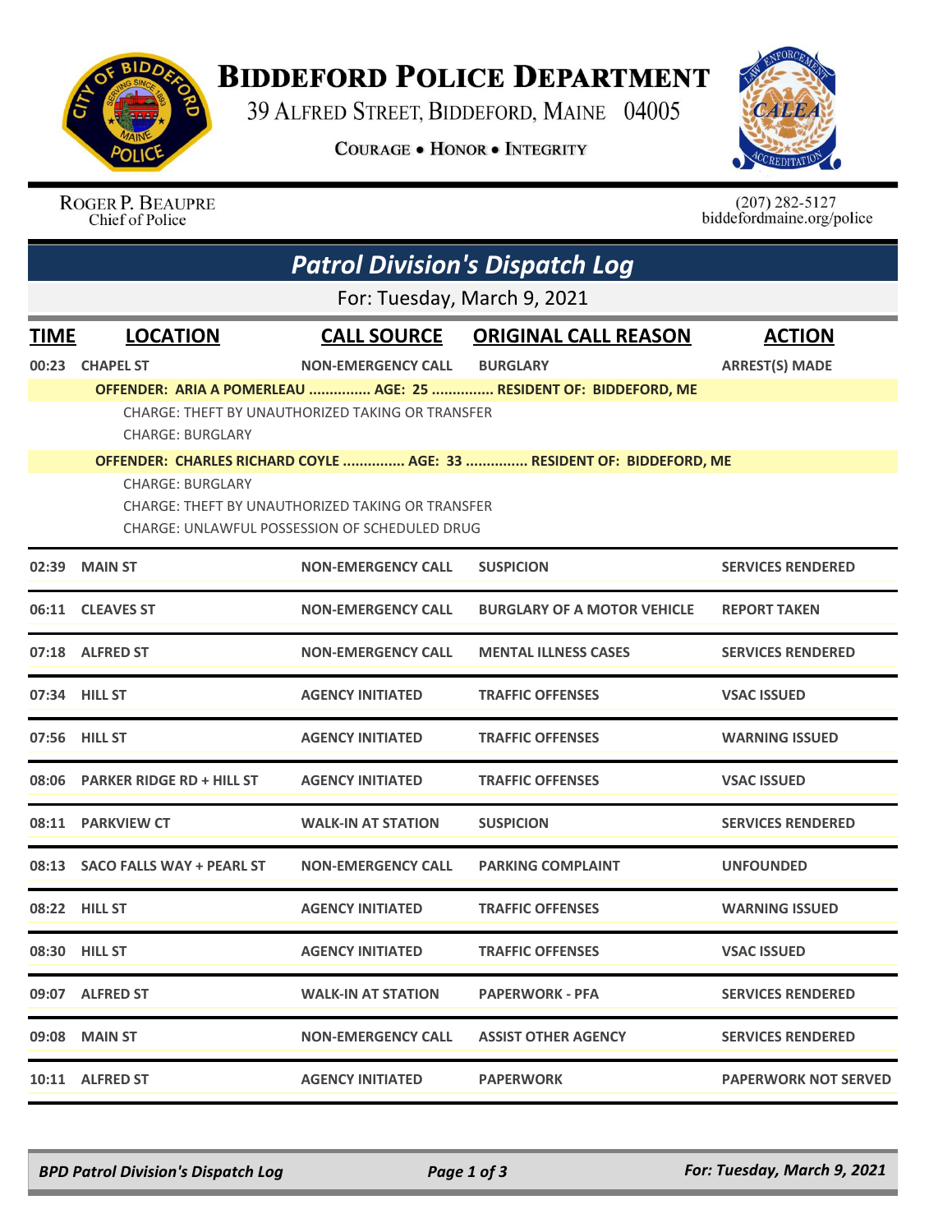# BIDDEFORD POLICE DEPARTMENT

39 ALFRED STREET, BIDDEFORD, MAINE 04005

COURAGE • HONOR • INTEGRITY

ROGER P. BEAUPRE
Chief of Police

(207) 282-5127
biddefordmaine.org/police

## *Patrol Division's Dispatch Log*

For: Tuesday, March 9, 2021

| TIME | LOCATION | CALL SOURCE | ORIGINAL CALL REASON | ACTION |
|---|---|---|---|---|
| 00:23 | CHAPEL ST | NON-EMERGENCY CALL | BURGLARY | ARREST(S) MADE |
| | **OFFENDER: ARIA A POMERLEAU ............... AGE: 25 ............... RESIDENT OF: BIDDEFORD, ME** | | | |
| | CHARGE: THEFT BY UNAUTHORIZED TAKING OR TRANSFER | | | |
| | CHARGE: BURGLARY | | | |
| | **OFFENDER: CHARLES RICHARD COYLE ............... AGE: 33 ............... RESIDENT OF: BIDDEFORD, ME** | | | |
| | CHARGE: BURGLARY | | | |
| | CHARGE: THEFT BY UNAUTHORIZED TAKING OR TRANSFER | | | |
| | CHARGE: UNLAWFUL POSSESSION OF SCHEDULED DRUG | | | |
| 02:39 | MAIN ST | NON-EMERGENCY CALL | SUSPICION | SERVICES RENDERED |
| 06:11 | CLEAVES ST | NON-EMERGENCY CALL | BURGLARY OF A MOTOR VEHICLE | REPORT TAKEN |
| 07:18 | ALFRED ST | NON-EMERGENCY CALL | MENTAL ILLNESS CASES | SERVICES RENDERED |
| 07:34 | HILL ST | AGENCY INITIATED | TRAFFIC OFFENSES | VSAC ISSUED |
| 07:56 | HILL ST | AGENCY INITIATED | TRAFFIC OFFENSES | WARNING ISSUED |
| 08:06 | PARKER RIDGE RD + HILL ST | AGENCY INITIATED | TRAFFIC OFFENSES | VSAC ISSUED |
| 08:11 | PARKVIEW CT | WALK-IN AT STATION | SUSPICION | SERVICES RENDERED |
| 08:13 | SACO FALLS WAY + PEARL ST | NON-EMERGENCY CALL | PARKING COMPLAINT | UNFOUNDED |
| 08:22 | HILL ST | AGENCY INITIATED | TRAFFIC OFFENSES | WARNING ISSUED |
| 08:30 | HILL ST | AGENCY INITIATED | TRAFFIC OFFENSES | VSAC ISSUED |
| 09:07 | ALFRED ST | WALK-IN AT STATION | PAPERWORK - PFA | SERVICES RENDERED |
| 09:08 | MAIN ST | NON-EMERGENCY CALL | ASSIST OTHER AGENCY | SERVICES RENDERED |
| 10:11 | ALFRED ST | AGENCY INITIATED | PAPERWORK | PAPERWORK NOT SERVED |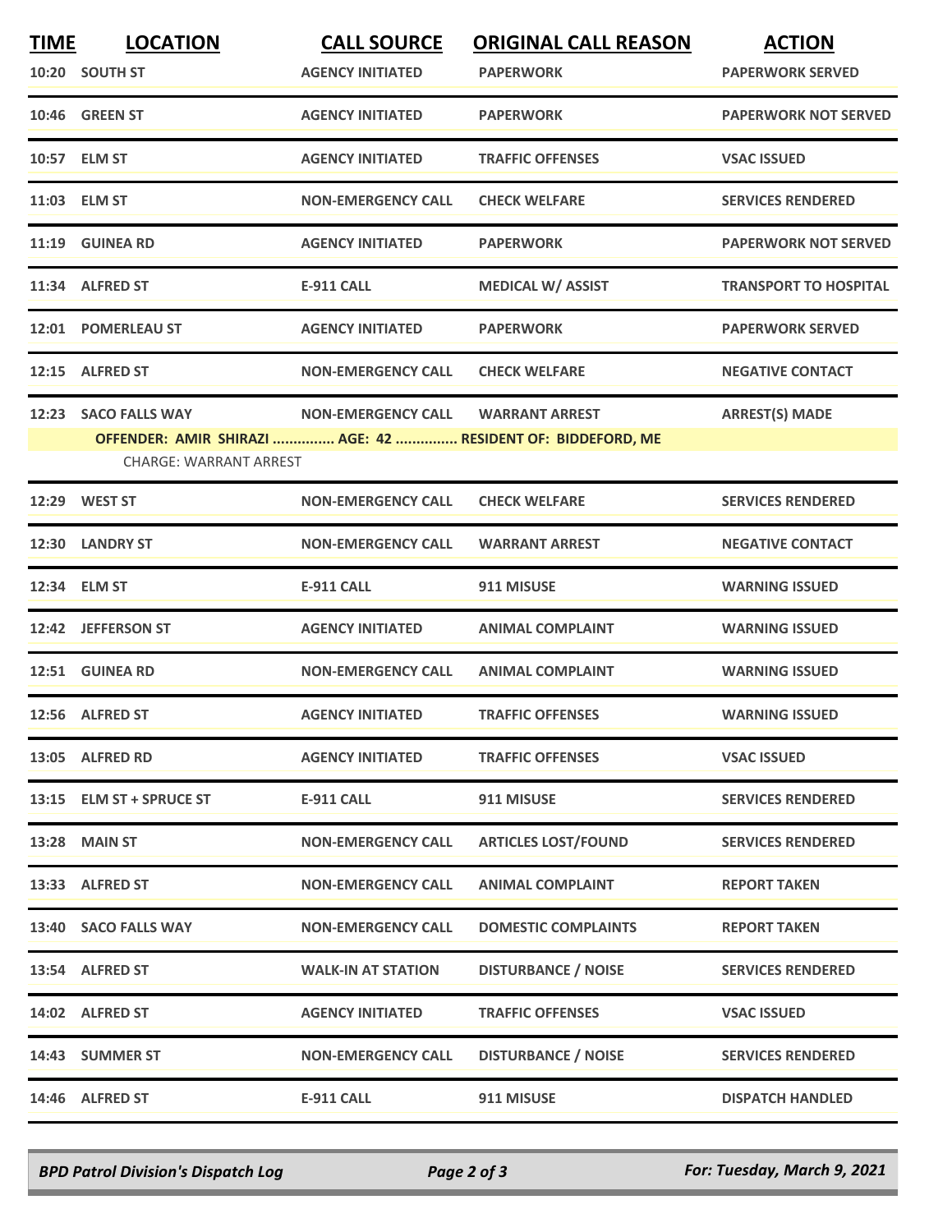| TIME | LOCATION | CALL SOURCE | ORIGINAL CALL REASON | ACTION |
|---|---|---|---|---|
| 10:20 | SOUTH ST | AGENCY INITIATED | PAPERWORK | PAPERWORK SERVED |
| 10:46 | GREEN ST | AGENCY INITIATED | PAPERWORK | PAPERWORK NOT SERVED |
| 10:57 | ELM ST | AGENCY INITIATED | TRAFFIC OFFENSES | VSAC ISSUED |
| 11:03 | ELM ST | NON-EMERGENCY CALL | CHECK WELFARE | SERVICES RENDERED |
| 11:19 | GUINEA RD | AGENCY INITIATED | PAPERWORK | PAPERWORK NOT SERVED |
| 11:34 | ALFRED ST | E-911 CALL | MEDICAL W/ ASSIST | TRANSPORT TO HOSPITAL |
| 12:01 | POMERLEAU ST | AGENCY INITIATED | PAPERWORK | PAPERWORK SERVED |
| 12:15 | ALFRED ST | NON-EMERGENCY CALL | CHECK WELFARE | NEGATIVE CONTACT |
| 12:23 | SACO FALLS WAY | NON-EMERGENCY CALL | WARRANT ARREST | ARREST(S) MADE |
| | OFFENDER: AMIR SHIRAZI ............... AGE: 42 ............... RESIDENT OF: BIDDEFORD, ME | | | |
| | CHARGE: WARRANT ARREST | | | |
| 12:29 | WEST ST | NON-EMERGENCY CALL | CHECK WELFARE | SERVICES RENDERED |
| 12:30 | LANDRY ST | NON-EMERGENCY CALL | WARRANT ARREST | NEGATIVE CONTACT |
| 12:34 | ELM ST | E-911 CALL | 911 MISUSE | WARNING ISSUED |
| 12:42 | JEFFERSON ST | AGENCY INITIATED | ANIMAL COMPLAINT | WARNING ISSUED |
| 12:51 | GUINEA RD | NON-EMERGENCY CALL | ANIMAL COMPLAINT | WARNING ISSUED |
| 12:56 | ALFRED ST | AGENCY INITIATED | TRAFFIC OFFENSES | WARNING ISSUED |
| 13:05 | ALFRED RD | AGENCY INITIATED | TRAFFIC OFFENSES | VSAC ISSUED |
| 13:15 | ELM ST + SPRUCE ST | E-911 CALL | 911 MISUSE | SERVICES RENDERED |
| 13:28 | MAIN ST | NON-EMERGENCY CALL | ARTICLES LOST/FOUND | SERVICES RENDERED |
| 13:33 | ALFRED ST | NON-EMERGENCY CALL | ANIMAL COMPLAINT | REPORT TAKEN |
| 13:40 | SACO FALLS WAY | NON-EMERGENCY CALL | DOMESTIC COMPLAINTS | REPORT TAKEN |
| 13:54 | ALFRED ST | WALK-IN AT STATION | DISTURBANCE / NOISE | SERVICES RENDERED |
| 14:02 | ALFRED ST | AGENCY INITIATED | TRAFFIC OFFENSES | VSAC ISSUED |
| 14:43 | SUMMER ST | NON-EMERGENCY CALL | DISTURBANCE / NOISE | SERVICES RENDERED |
| 14:46 | ALFRED ST | E-911 CALL | 911 MISUSE | DISPATCH HANDLED |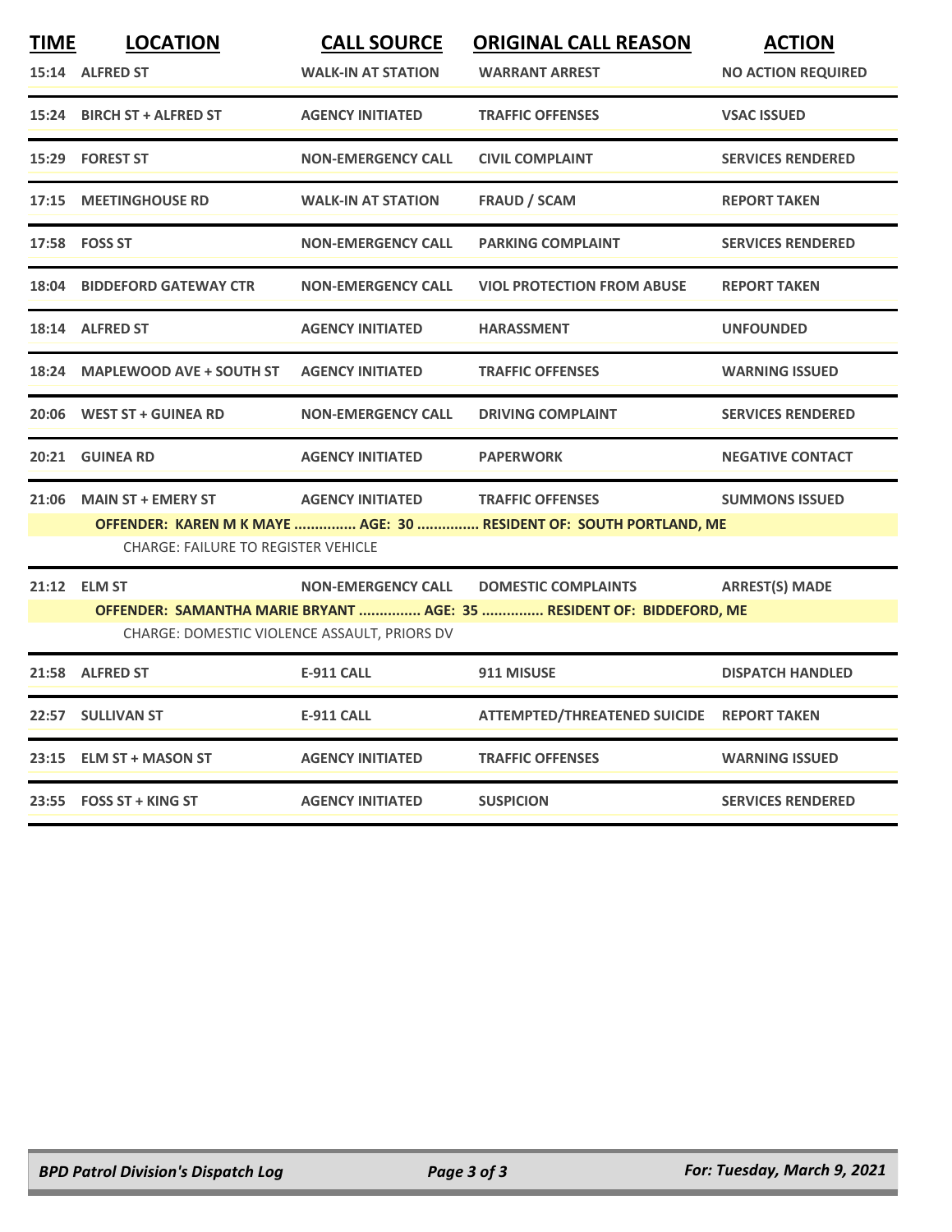| TIME | LOCATION | CALL SOURCE | ORIGINAL CALL REASON | ACTION |
|---|---|---|---|---|
| 15:14 | ALFRED ST | WALK-IN AT STATION | WARRANT ARREST | NO ACTION REQUIRED |
| 15:24 | BIRCH ST + ALFRED ST | AGENCY INITIATED | TRAFFIC OFFENSES | VSAC ISSUED |
| 15:29 | FOREST ST | NON-EMERGENCY CALL | CIVIL COMPLAINT | SERVICES RENDERED |
| 17:15 | MEETINGHOUSE RD | WALK-IN AT STATION | FRAUD / SCAM | REPORT TAKEN |
| 17:58 | FOSS ST | NON-EMERGENCY CALL | PARKING COMPLAINT | SERVICES RENDERED |
| 18:04 | BIDDEFORD GATEWAY CTR | NON-EMERGENCY CALL | VIOL PROTECTION FROM ABUSE | REPORT TAKEN |
| 18:14 | ALFRED ST | AGENCY INITIATED | HARASSMENT | UNFOUNDED |
| 18:24 | MAPLEWOOD AVE + SOUTH ST | AGENCY INITIATED | TRAFFIC OFFENSES | WARNING ISSUED |
| 20:06 | WEST ST + GUINEA RD | NON-EMERGENCY CALL | DRIVING COMPLAINT | SERVICES RENDERED |
| 20:21 | GUINEA RD | AGENCY INITIATED | PAPERWORK | NEGATIVE CONTACT |
| 21:06 | MAIN ST + EMERY ST | AGENCY INITIATED | TRAFFIC OFFENSES | SUMMONS ISSUED |
| | **OFFENDER: KAREN M K MAYE ............... AGE: 30 ............... RESIDENT OF: SOUTH PORTLAND, ME** | | | |
| | CHARGE: FAILURE TO REGISTER VEHICLE | | | |
| 21:12 | ELM ST | NON-EMERGENCY CALL | DOMESTIC COMPLAINTS | ARREST(S) MADE |
| | **OFFENDER: SAMANTHA MARIE BRYANT ............... AGE: 35 ............... RESIDENT OF: BIDDEFORD, ME** | | | |
| | CHARGE: DOMESTIC VIOLENCE ASSAULT, PRIORS DV | | | |
| 21:58 | ALFRED ST | E-911 CALL | 911 MISUSE | DISPATCH HANDLED |
| 22:57 | SULLIVAN ST | E-911 CALL | ATTEMPTED/THREATENED SUICIDE | REPORT TAKEN |
| 23:15 | ELM ST + MASON ST | AGENCY INITIATED | TRAFFIC OFFENSES | WARNING ISSUED |
| 23:55 | FOSS ST + KING ST | AGENCY INITIATED | SUSPICION | SERVICES RENDERED |